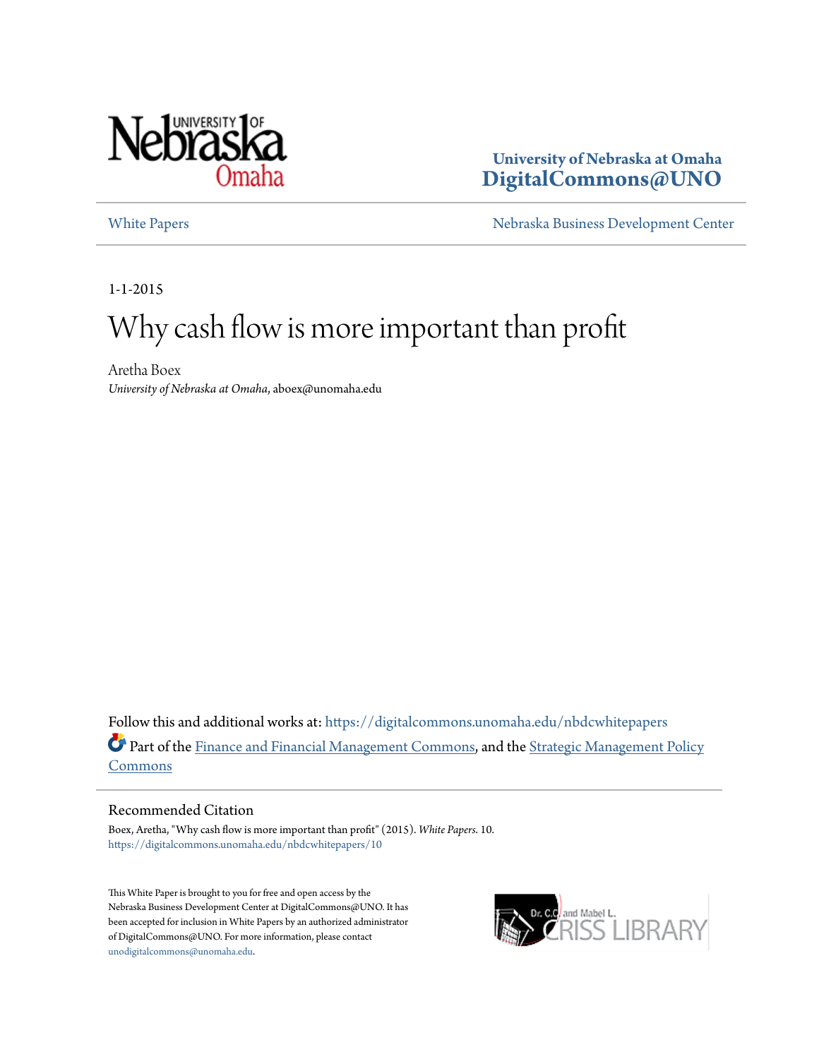University of Nebraska at Omaha
**DigitalCommons@UNO**

White Papers | Nebraska Business Development Center

1-1-2015

# Why cash flow is more important than profit

Aretha Boex
*University of Nebraska at Omaha*, aboex@unomaha.edu

Follow this and additional works at: https://digitalcommons.unomaha.edu/nbdcwhitepapers

Part of the Finance and Financial Management Commons, and the Strategic Management Policy Commons

## Recommended Citation

Boex, Aretha, "Why cash flow is more important than profit" (2015). *White Papers*. 10.
https://digitalcommons.unomaha.edu/nbdcwhitepapers/10

This White Paper is brought to you for free and open access by the Nebraska Business Development Center at DigitalCommons@UNO. It has been accepted for inclusion in White Papers by an authorized administrator of DigitalCommons@UNO. For more information, please contact unodigitalcommons@unomaha.edu.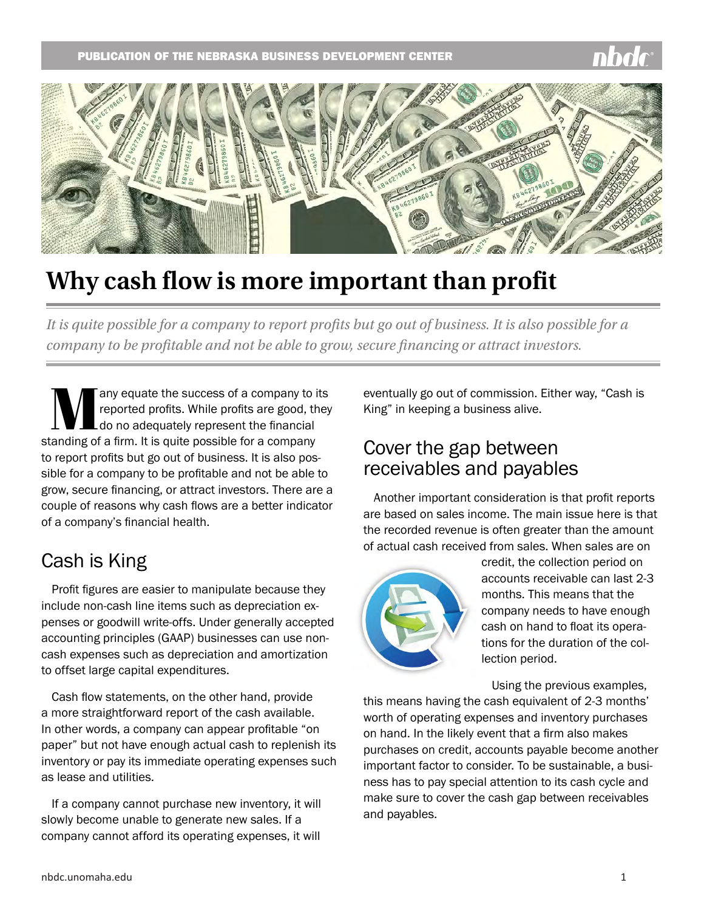# Why cash flow is more important than profit

*It is quite possible for a company to report profits but go out of business. It is also possible for a company to be profitable and not be able to grow, secure financing or attract investors.*

Many equate the success of a company to its reported profits. While profits are good, they do no adequately represent the financial standing of a firm. It is quite possible for a company to report profits but go out of business. It is also possible for a company to be profitable and not be able to grow, secure financing, or attract investors. There are a couple of reasons why cash flows are a better indicator of a company's financial health.

## Cash is King

Profit figures are easier to manipulate because they include non-cash line items such as depreciation expenses or goodwill write-offs. Under generally accepted accounting principles (GAAP) businesses can use non-cash expenses such as depreciation and amortization to offset large capital expenditures.

Cash flow statements, on the other hand, provide a more straightforward report of the cash available. In other words, a company can appear profitable "on paper" but not have enough actual cash to replenish its inventory or pay its immediate operating expenses such as lease and utilities.

If a company cannot purchase new inventory, it will slowly become unable to generate new sales. If a company cannot afford its operating expenses, it will eventually go out of commission. Either way, "Cash is King" in keeping a business alive.

## Cover the gap between receivables and payables

Another important consideration is that profit reports are based on sales income. The main issue here is that the recorded revenue is often greater than the amount of actual cash received from sales. When sales are on credit, the collection period on accounts receivable can last 2-3 months. This means that the company needs to have enough cash on hand to float its operations for the duration of the collection period.

Using the previous examples, this means having the cash equivalent of 2-3 months' worth of operating expenses and inventory purchases on hand. In the likely event that a firm also makes purchases on credit, accounts payable become another important factor to consider. To be sustainable, a business has to pay special attention to its cash cycle and make sure to cover the cash gap between receivables and payables.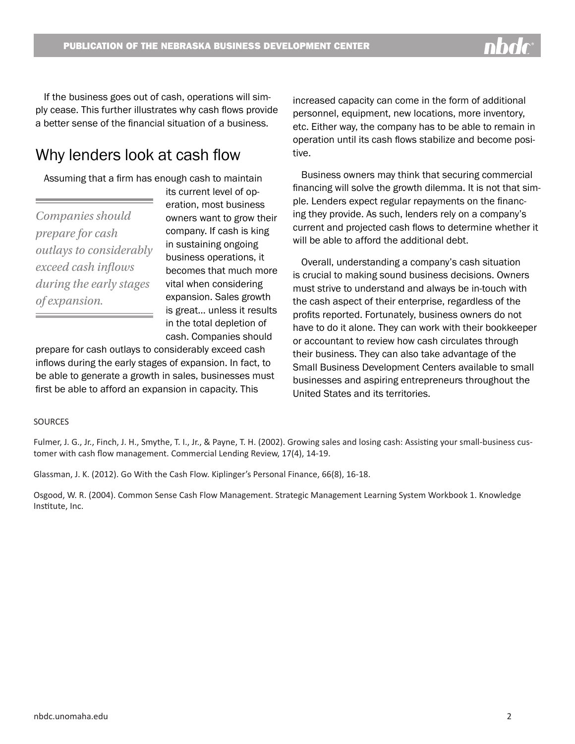If the business goes out of cash, operations will simply cease. This further illustrates why cash flows provide a better sense of the financial situation of a business.

## Why lenders look at cash flow

Assuming that a firm has enough cash to maintain its current level of operation, most business owners want to grow their company. If cash is king in sustaining ongoing business operations, it becomes that much more vital when considering expansion. Sales growth is great... unless it results in the total depletion of cash. Companies should prepare for cash outlays to considerably exceed cash inflows during the early stages of expansion. In fact, to be able to generate a growth in sales, businesses must first be able to afford an expansion in capacity. This increased capacity can come in the form of additional personnel, equipment, new locations, more inventory, etc. Either way, the company has to be able to remain in operation until its cash flows stabilize and become positive.

> *Companies should prepare for cash outlays to considerably exceed cash inflows during the early stages of expansion.*

Business owners may think that securing commercial financing will solve the growth dilemma. It is not that simple. Lenders expect regular repayments on the financing they provide. As such, lenders rely on a company's current and projected cash flows to determine whether it will be able to afford the additional debt.

Overall, understanding a company's cash situation is crucial to making sound business decisions. Owners must strive to understand and always be in-touch with the cash aspect of their enterprise, regardless of the profits reported. Fortunately, business owners do not have to do it alone. They can work with their bookkeeper or accountant to review how cash circulates through their business. They can also take advantage of the Small Business Development Centers available to small businesses and aspiring entrepreneurs throughout the United States and its territories.

SOURCES

Fulmer, J. G., Jr., Finch, J. H., Smythe, T. I., Jr., & Payne, T. H. (2002). Growing sales and losing cash: Assisting your small-business customer with cash flow management. Commercial Lending Review, 17(4), 14-19.

Glassman, J. K. (2012). Go With the Cash Flow. Kiplinger's Personal Finance, 66(8), 16-18.

Osgood, W. R. (2004). Common Sense Cash Flow Management. Strategic Management Learning System Workbook 1. Knowledge Institute, Inc.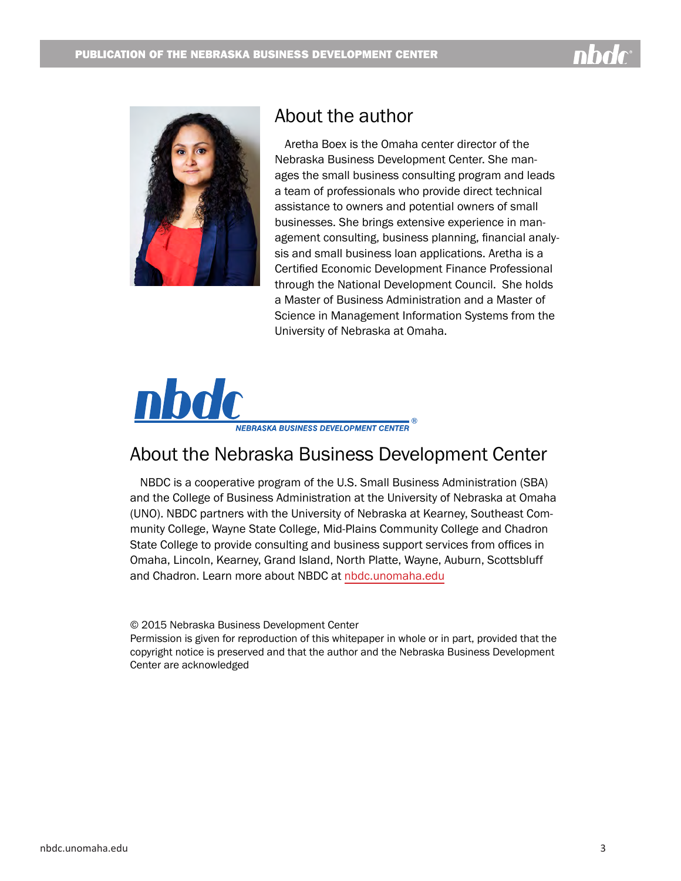## About the author

Aretha Boex is the Omaha center director of the Nebraska Business Development Center. She manages the small business consulting program and leads a team of professionals who provide direct technical assistance to owners and potential owners of small businesses. She brings extensive experience in management consulting, business planning, financial analysis and small business loan applications. Aretha is a Certified Economic Development Finance Professional through the National Development Council. She holds a Master of Business Administration and a Master of Science in Management Information Systems from the University of Nebraska at Omaha.

## About the Nebraska Business Development Center

NBDC is a cooperative program of the U.S. Small Business Administration (SBA) and the College of Business Administration at the University of Nebraska at Omaha (UNO). NBDC partners with the University of Nebraska at Kearney, Southeast Community College, Wayne State College, Mid-Plains Community College and Chadron State College to provide consulting and business support services from offices in Omaha, Lincoln, Kearney, Grand Island, North Platte, Wayne, Auburn, Scottsbluff and Chadron. Learn more about NBDC at nbdc.unomaha.edu

© 2015 Nebraska Business Development Center
Permission is given for reproduction of this whitepaper in whole or in part, provided that the copyright notice is preserved and that the author and the Nebraska Business Development Center are acknowledged